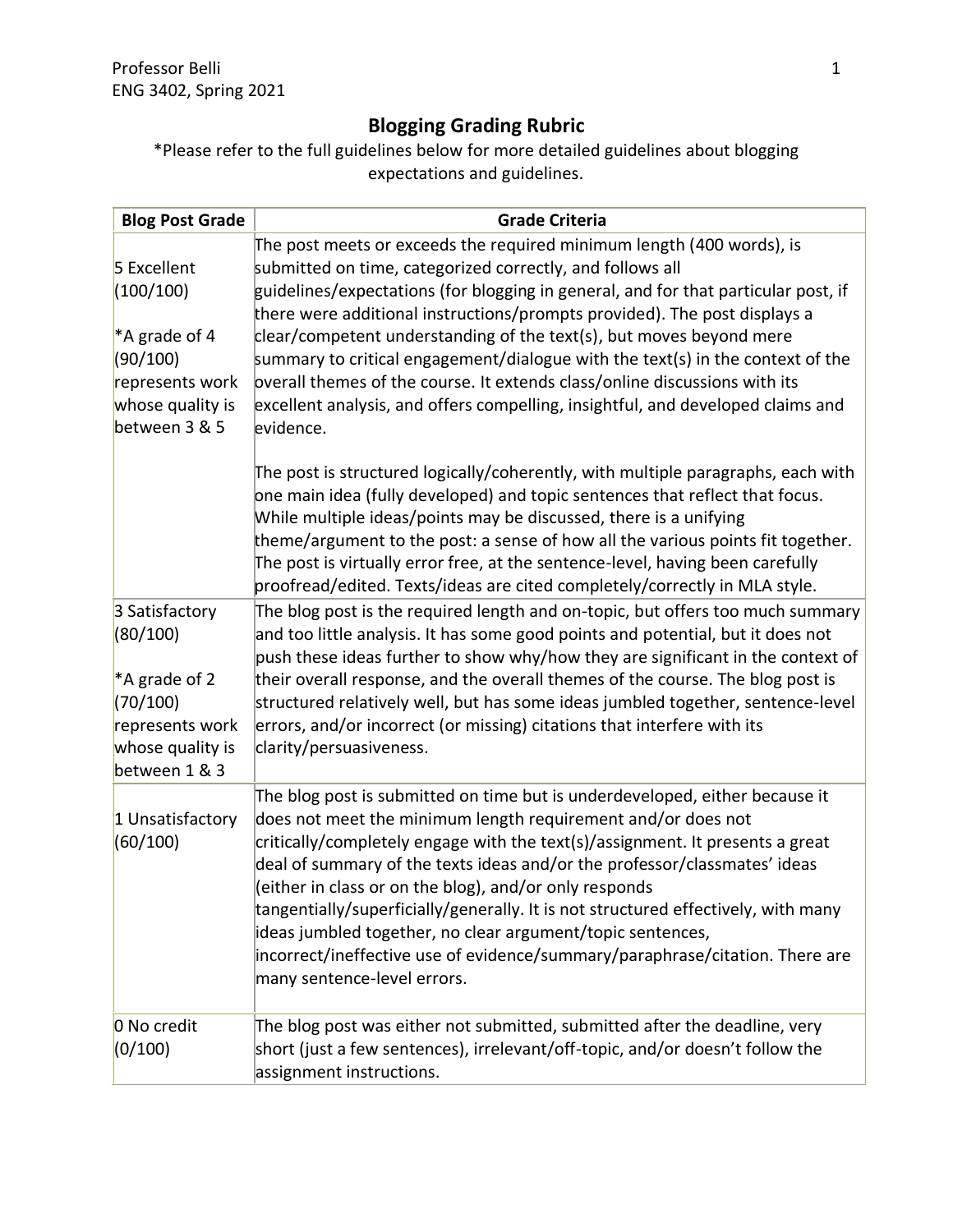Professor Belli
ENG 3402, Spring 2021

## Blogging Grading Rubric

*Please refer to the full guidelines below for more detailed guidelines about blogging expectations and guidelines.

| Blog Post Grade | Grade Criteria |
|---|---|
| 5 Excellent (100/100)<br><br>*A grade of 4 (90/100) represents work whose quality is between 3 & 5 | The post meets or exceeds the required minimum length (400 words), is submitted on time, categorized correctly, and follows all guidelines/expectations (for blogging in general, and for that particular post, if there were additional instructions/prompts provided). The post displays a clear/competent understanding of the text(s), but moves beyond mere summary to critical engagement/dialogue with the text(s) in the context of the overall themes of the course. It extends class/online discussions with its excellent analysis, and offers compelling, insightful, and developed claims and evidence.<br><br>The post is structured logically/coherently, with multiple paragraphs, each with one main idea (fully developed) and topic sentences that reflect that focus. While multiple ideas/points may be discussed, there is a unifying theme/argument to the post: a sense of how all the various points fit together. The post is virtually error free, at the sentence-level, having been carefully proofread/edited. Texts/ideas are cited completely/correctly in MLA style. |
| 3 Satisfactory (80/100)<br><br>*A grade of 2 (70/100) represents work whose quality is between 1 & 3 | The blog post is the required length and on-topic, but offers too much summary and too little analysis. It has some good points and potential, but it does not push these ideas further to show why/how they are significant in the context of their overall response, and the overall themes of the course. The blog post is structured relatively well, but has some ideas jumbled together, sentence-level errors, and/or incorrect (or missing) citations that interfere with its clarity/persuasiveness. |
| 1 Unsatisfactory (60/100) | The blog post is submitted on time but is underdeveloped, either because it does not meet the minimum length requirement and/or does not critically/completely engage with the text(s)/assignment. It presents a great deal of summary of the texts ideas and/or the professor/classmates' ideas (either in class or on the blog), and/or only responds tangentially/superficially/generally. It is not structured effectively, with many ideas jumbled together, no clear argument/topic sentences, incorrect/ineffective use of evidence/summary/paraphrase/citation. There are many sentence-level errors. |
| 0 No credit (0/100) | The blog post was either not submitted, submitted after the deadline, very short (just a few sentences), irrelevant/off-topic, and/or doesn't follow the assignment instructions. |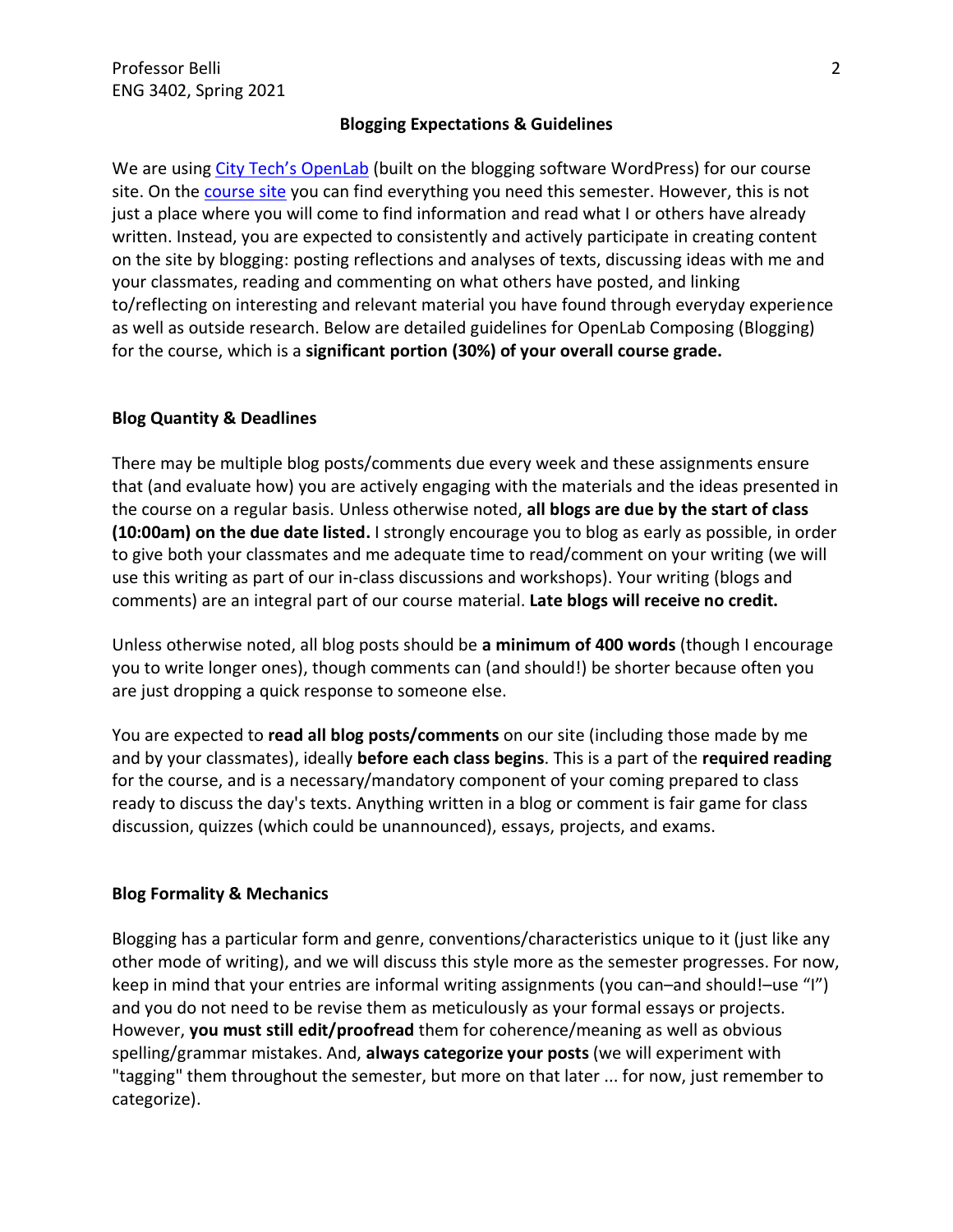## Blogging Expectations & Guidelines

We are using [City Tech's OpenLab](#) (built on the blogging software WordPress) for our course site. On the [course site](#) you can find everything you need this semester. However, this is not just a place where you will come to find information and read what I or others have already written. Instead, you are expected to consistently and actively participate in creating content on the site by blogging: posting reflections and analyses of texts, discussing ideas with me and your classmates, reading and commenting on what others have posted, and linking to/reflecting on interesting and relevant material you have found through everyday experience as well as outside research. Below are detailed guidelines for OpenLab Composing (Blogging) for the course, which is a **significant portion (30%) of your overall course grade.**

### Blog Quantity & Deadlines

There may be multiple blog posts/comments due every week and these assignments ensure that (and evaluate how) you are actively engaging with the materials and the ideas presented in the course on a regular basis. Unless otherwise noted, **all blogs are due by the start of class (10:00am) on the due date listed.** I strongly encourage you to blog as early as possible, in order to give both your classmates and me adequate time to read/comment on your writing (we will use this writing as part of our in-class discussions and workshops). Your writing (blogs and comments) are an integral part of our course material. **Late blogs will receive no credit.**

Unless otherwise noted, all blog posts should be **a minimum of 400 words** (though I encourage you to write longer ones), though comments can (and should!) be shorter because often you are just dropping a quick response to someone else.

You are expected to **read all blog posts/comments** on our site (including those made by me and by your classmates), ideally **before each class begins**. This is a part of the **required reading** for the course, and is a necessary/mandatory component of your coming prepared to class ready to discuss the day's texts. Anything written in a blog or comment is fair game for class discussion, quizzes (which could be unannounced), essays, projects, and exams.

### Blog Formality & Mechanics

Blogging has a particular form and genre, conventions/characteristics unique to it (just like any other mode of writing), and we will discuss this style more as the semester progresses. For now, keep in mind that your entries are informal writing assignments (you can–and should!–use "I") and you do not need to be revise them as meticulously as your formal essays or projects. However, **you must still edit/proofread** them for coherence/meaning as well as obvious spelling/grammar mistakes. And, **always categorize your posts** (we will experiment with "tagging" them throughout the semester, but more on that later ... for now, just remember to categorize).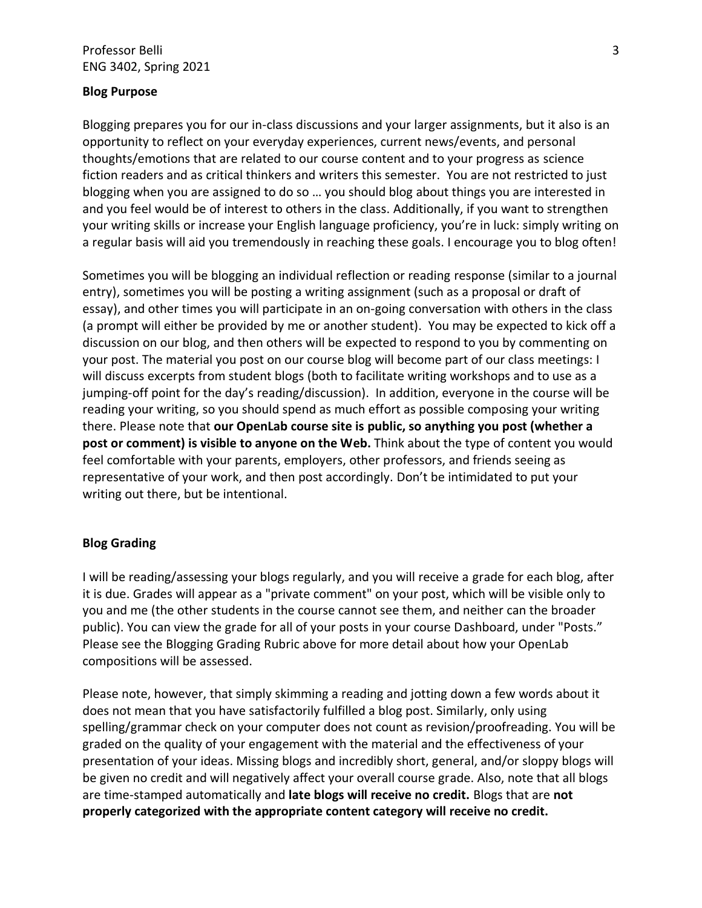**Blog Purpose**

Blogging prepares you for our in-class discussions and your larger assignments, but it also is an opportunity to reflect on your everyday experiences, current news/events, and personal thoughts/emotions that are related to our course content and to your progress as science fiction readers and as critical thinkers and writers this semester. You are not restricted to just blogging when you are assigned to do so … you should blog about things you are interested in and you feel would be of interest to others in the class. Additionally, if you want to strengthen your writing skills or increase your English language proficiency, you're in luck: simply writing on a regular basis will aid you tremendously in reaching these goals. I encourage you to blog often!

Sometimes you will be blogging an individual reflection or reading response (similar to a journal entry), sometimes you will be posting a writing assignment (such as a proposal or draft of essay), and other times you will participate in an on-going conversation with others in the class (a prompt will either be provided by me or another student). You may be expected to kick off a discussion on our blog, and then others will be expected to respond to you by commenting on your post. The material you post on our course blog will become part of our class meetings: I will discuss excerpts from student blogs (both to facilitate writing workshops and to use as a jumping-off point for the day's reading/discussion). In addition, everyone in the course will be reading your writing, so you should spend as much effort as possible composing your writing there. Please note that **our OpenLab course site is public, so anything you post (whether a post or comment) is visible to anyone on the Web.** Think about the type of content you would feel comfortable with your parents, employers, other professors, and friends seeing as representative of your work, and then post accordingly. Don't be intimidated to put your writing out there, but be intentional.

**Blog Grading**

I will be reading/assessing your blogs regularly, and you will receive a grade for each blog, after it is due. Grades will appear as a "private comment" on your post, which will be visible only to you and me (the other students in the course cannot see them, and neither can the broader public). You can view the grade for all of your posts in your course Dashboard, under "Posts." Please see the Blogging Grading Rubric above for more detail about how your OpenLab compositions will be assessed.

Please note, however, that simply skimming a reading and jotting down a few words about it does not mean that you have satisfactorily fulfilled a blog post. Similarly, only using spelling/grammar check on your computer does not count as revision/proofreading. You will be graded on the quality of your engagement with the material and the effectiveness of your presentation of your ideas. Missing blogs and incredibly short, general, and/or sloppy blogs will be given no credit and will negatively affect your overall course grade. Also, note that all blogs are time-stamped automatically and **late blogs will receive no credit.** Blogs that are **not properly categorized with the appropriate content category will receive no credit.**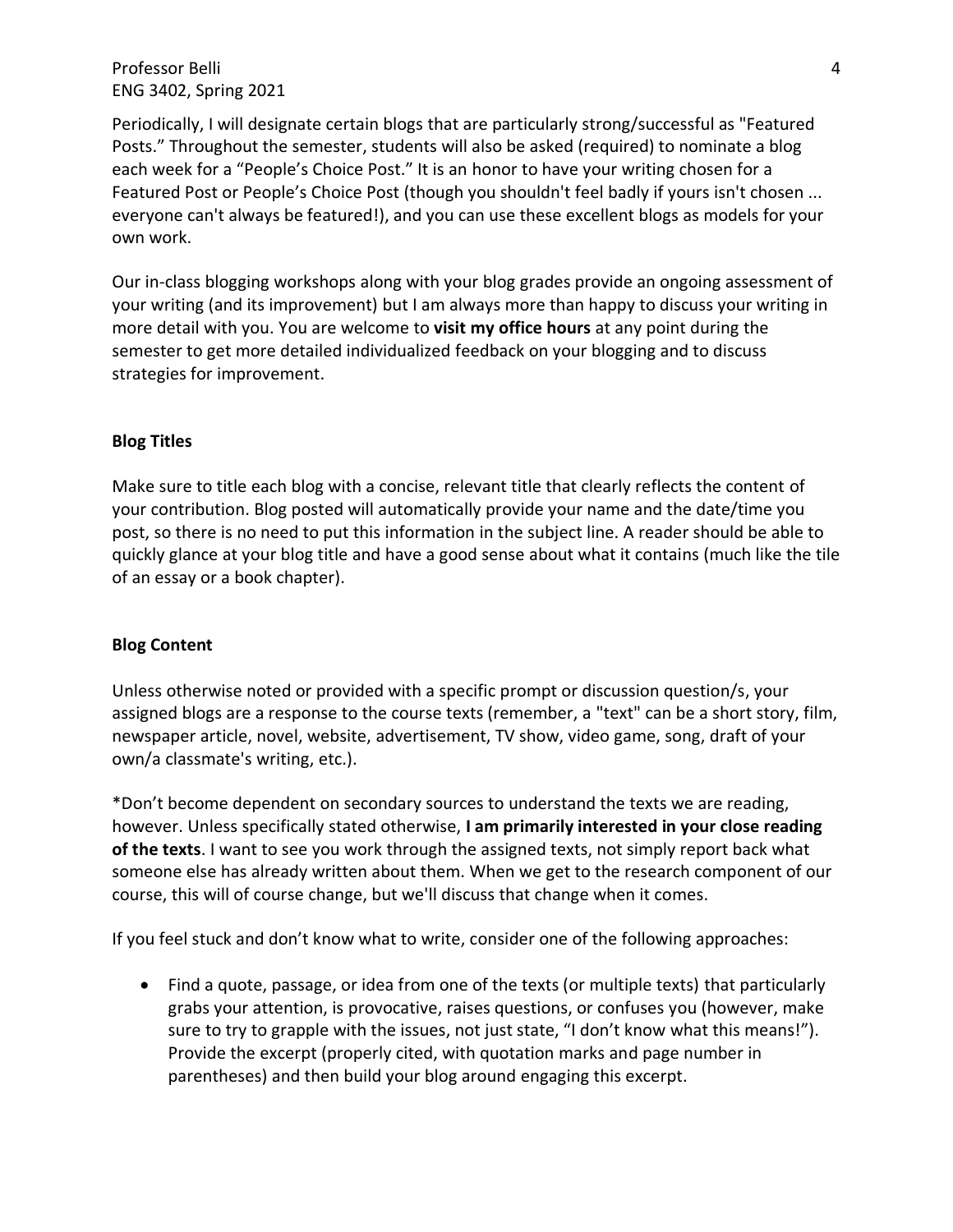Periodically, I will designate certain blogs that are particularly strong/successful as "Featured Posts." Throughout the semester, students will also be asked (required) to nominate a blog each week for a "People's Choice Post." It is an honor to have your writing chosen for a Featured Post or People's Choice Post (though you shouldn't feel badly if yours isn't chosen ... everyone can't always be featured!), and you can use these excellent blogs as models for your own work.

Our in-class blogging workshops along with your blog grades provide an ongoing assessment of your writing (and its improvement) but I am always more than happy to discuss your writing in more detail with you. You are welcome to **visit my office hours** at any point during the semester to get more detailed individualized feedback on your blogging and to discuss strategies for improvement.

**Blog Titles**

Make sure to title each blog with a concise, relevant title that clearly reflects the content of your contribution. Blog posted will automatically provide your name and the date/time you post, so there is no need to put this information in the subject line. A reader should be able to quickly glance at your blog title and have a good sense about what it contains (much like the tile of an essay or a book chapter).

**Blog Content**

Unless otherwise noted or provided with a specific prompt or discussion question/s, your assigned blogs are a response to the course texts (remember, a "text" can be a short story, film, newspaper article, novel, website, advertisement, TV show, video game, song, draft of your own/a classmate's writing, etc.).

*Don't become dependent on secondary sources to understand the texts we are reading, however. Unless specifically stated otherwise, **I am primarily interested in your close reading of the texts**. I want to see you work through the assigned texts, not simply report back what someone else has already written about them. When we get to the research component of our course, this will of course change, but we'll discuss that change when it comes.

If you feel stuck and don't know what to write, consider one of the following approaches:

- Find a quote, passage, or idea from one of the texts (or multiple texts) that particularly grabs your attention, is provocative, raises questions, or confuses you (however, make sure to try to grapple with the issues, not just state, "I don't know what this means!"). Provide the excerpt (properly cited, with quotation marks and page number in parentheses) and then build your blog around engaging this excerpt.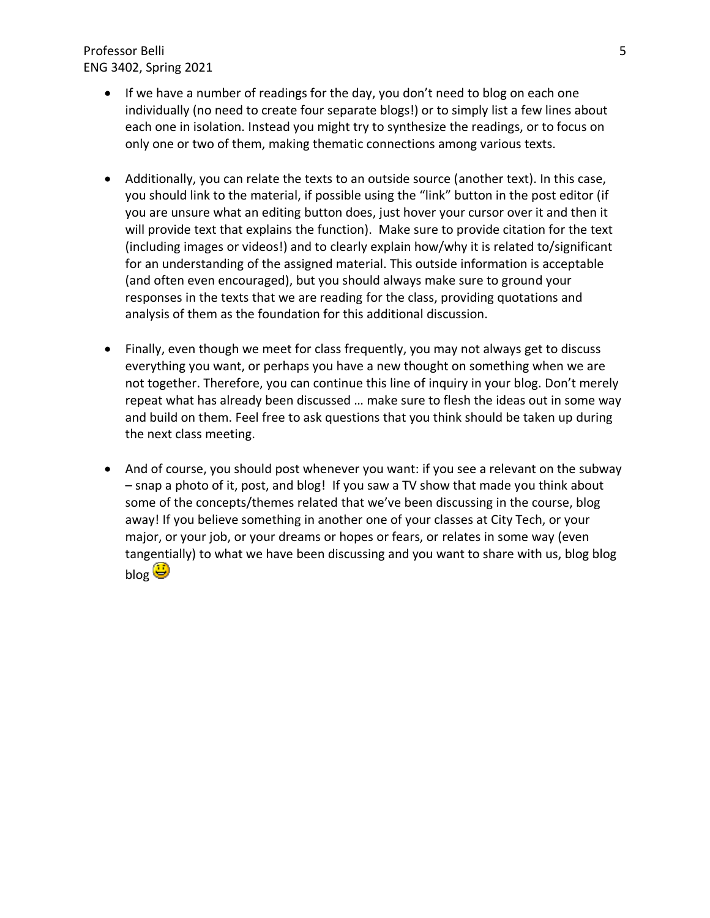- If we have a number of readings for the day, you don't need to blog on each one individually (no need to create four separate blogs!) or to simply list a few lines about each one in isolation. Instead you might try to synthesize the readings, or to focus on only one or two of them, making thematic connections among various texts.

- Additionally, you can relate the texts to an outside source (another text). In this case, you should link to the material, if possible using the "link" button in the post editor (if you are unsure what an editing button does, just hover your cursor over it and then it will provide text that explains the function). Make sure to provide citation for the text (including images or videos!) and to clearly explain how/why it is related to/significant for an understanding of the assigned material. This outside information is acceptable (and often even encouraged), but you should always make sure to ground your responses in the texts that we are reading for the class, providing quotations and analysis of them as the foundation for this additional discussion.

- Finally, even though we meet for class frequently, you may not always get to discuss everything you want, or perhaps you have a new thought on something when we are not together. Therefore, you can continue this line of inquiry in your blog. Don't merely repeat what has already been discussed … make sure to flesh the ideas out in some way and build on them. Feel free to ask questions that you think should be taken up during the next class meeting.

- And of course, you should post whenever you want: if you see a relevant on the subway – snap a photo of it, post, and blog! If you saw a TV show that made you think about some of the concepts/themes related that we've been discussing in the course, blog away! If you believe something in another one of your classes at City Tech, or your major, or your job, or your dreams or hopes or fears, or relates in some way (even tangentially) to what we have been discussing and you want to share with us, blog blog blog 😃